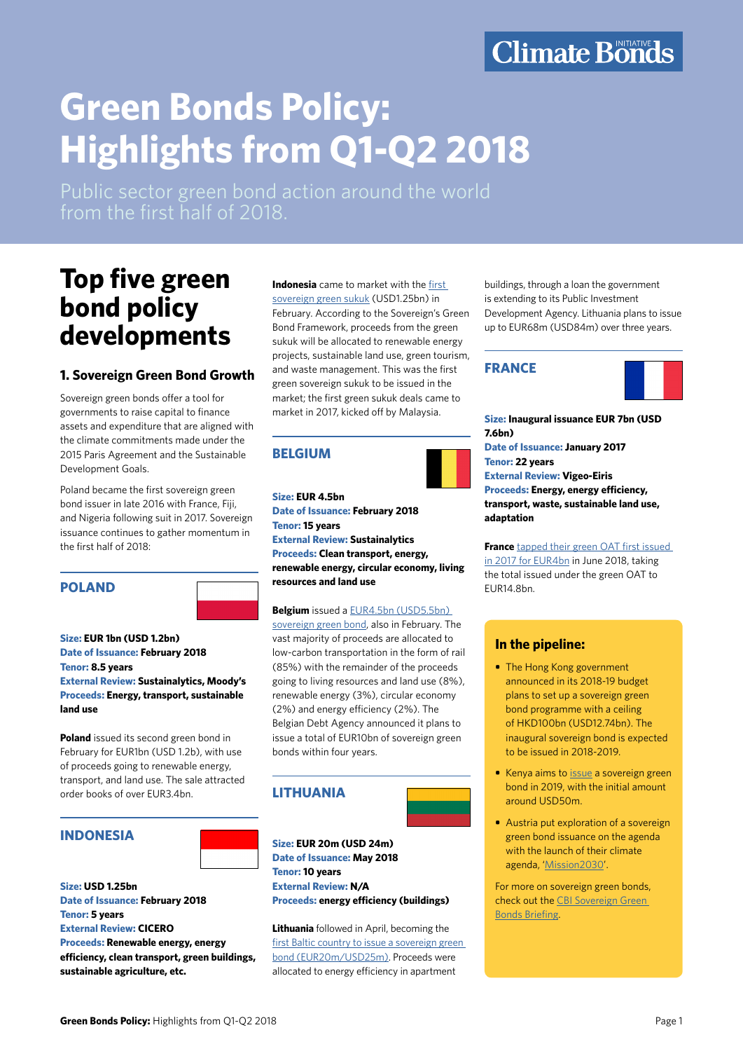Climate Bonds Initiative

# Green Bonds Policy: Highlights from Q1-Q2 2018

Public sector green bond action around the world from the first half of 2018.

## Top five green bond policy developments

### 1. Sovereign Green Bond Growth

Sovereign green bonds offer a tool for governments to raise capital to finance assets and expenditure that are aligned with the climate commitments made under the 2015 Paris Agreement and the Sustainable Development Goals.

Poland became the first sovereign green bond issuer in late 2016 with France, Fiji, and Nigeria following suit in 2017. Sovereign issuance continues to gather momentum in the first half of 2018:

#### POLAND

**Size:** **EUR 1bn (USD 1.2bn)**
**Date of Issuance:** **February 2018**
**Tenor:** **8.5 years**
**External Review:** **Sustainalytics, Moody's**
**Proceeds:** **Energy, transport, sustainable land use**

**Poland** issued its second green bond in February for EUR1bn (USD 1.2b), with use of proceeds going to renewable energy, transport, and land use. The sale attracted order books of over EUR3.4bn.

#### INDONESIA

**Size:** **USD 1.25bn**
**Date of Issuance:** **February 2018**
**Tenor:** **5 years**
**External Review:** **CICERO**
**Proceeds:** **Renewable energy, energy efficiency, clean transport, green buildings, sustainable agriculture, etc.**

**Indonesia** came to market with the first sovereign green sukuk (USD1.25bn) in February. According to the Sovereign's Green Bond Framework, proceeds from the green sukuk will be allocated to renewable energy projects, sustainable land use, green tourism, and waste management. This was the first green sovereign sukuk to be issued in the market; the first green sukuk deals came to market in 2017, kicked off by Malaysia.

#### BELGIUM

**Size:** **EUR 4.5bn**
**Date of Issuance:** **February 2018**
**Tenor:** **15 years**
**External Review:** **Sustainalytics**
**Proceeds:** **Clean transport, energy, renewable energy, circular economy, living resources and land use**

**Belgium** issued a EUR4.5bn (USD5.5bn) sovereign green bond, also in February. The vast majority of proceeds are allocated to low-carbon transportation in the form of rail (85%) with the remainder of the proceeds going to living resources and land use (8%), renewable energy (3%), circular economy (2%) and energy efficiency (2%). The Belgian Debt Agency announced it plans to issue a total of EUR10bn of sovereign green bonds within four years.

#### LITHUANIA

**Size:** **EUR 20m (USD 24m)**
**Date of Issuance:** **May 2018**
**Tenor:** **10 years**
**External Review:** **N/A**
**Proceeds:** **energy efficiency (buildings)**

**Lithuania** followed in April, becoming the first Baltic country to issue a sovereign green bond (EUR20m/USD25m). Proceeds were allocated to energy efficiency in apartment buildings, through a loan the government is extending to its Public Investment Development Agency. Lithuania plans to issue up to EUR68m (USD84m) over three years.

#### FRANCE

**Size:** **Inaugural issuance EUR 7bn (USD 7.6bn)**
**Date of Issuance:** **January 2017**
**Tenor:** **22 years**
**External Review:** **Vigeo-Eiris**
**Proceeds:** **Energy, energy efficiency, transport, waste, sustainable land use, adaptation**

**France** tapped their green OAT first issued in 2017 for EUR4bn in June 2018, taking the total issued under the green OAT to EUR14.8bn.

#### In the pipeline:

- The Hong Kong government announced in its 2018-19 budget plans to set up a sovereign green bond programme with a ceiling of HKD100bn (USD12.74bn). The inaugural sovereign bond is expected to be issued in 2018-2019.
- Kenya aims to issue a sovereign green bond in 2019, with the initial amount around USD50m.
- Austria put exploration of a sovereign green bond issuance on the agenda with the launch of their climate agenda, 'Mission2030'.

For more on sovereign green bonds, check out the CBI Sovereign Green Bonds Briefing.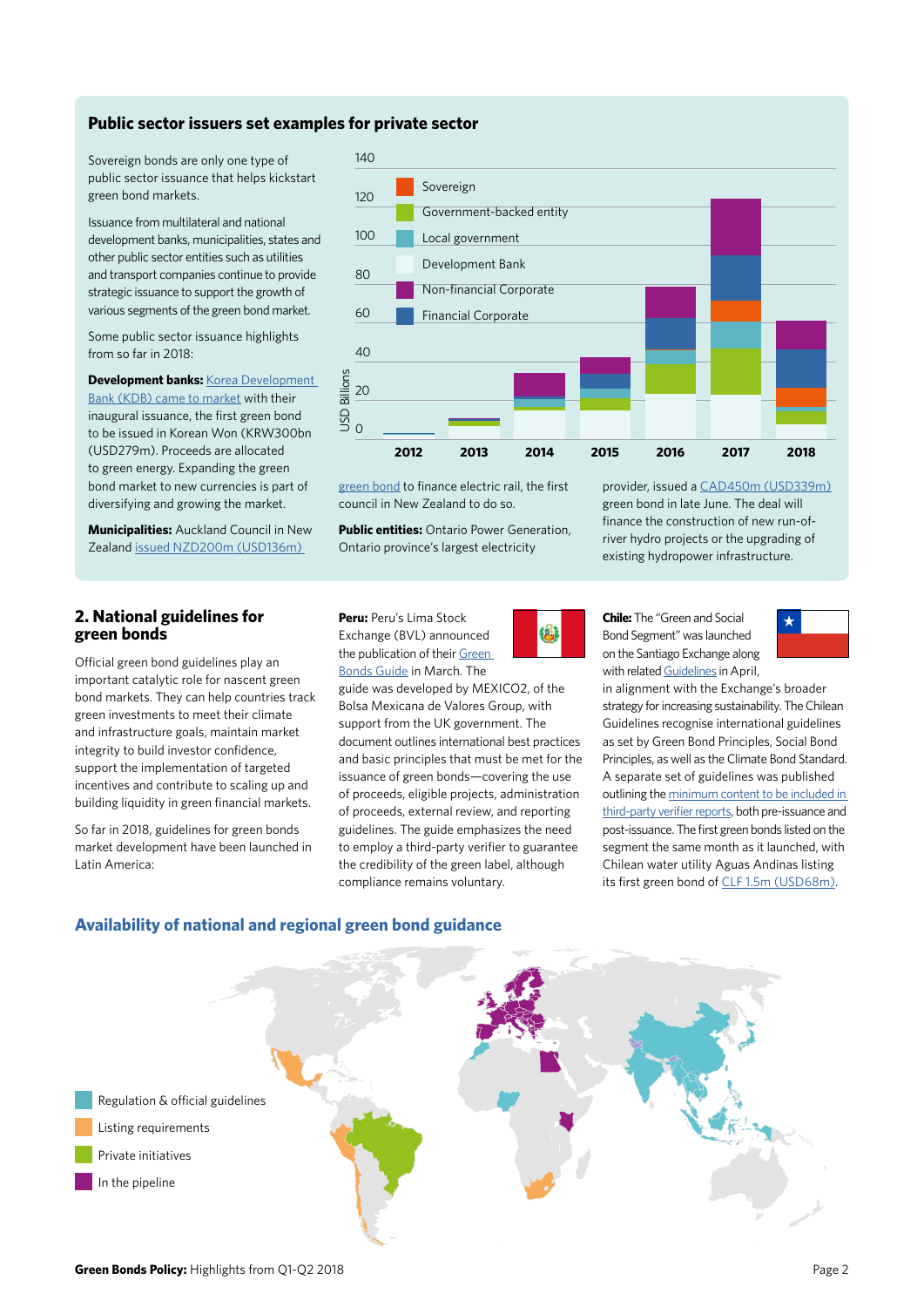## Public sector issuers set examples for private sector

Sovereign bonds are only one type of public sector issuance that helps kickstart green bond markets.

Issuance from multilateral and national development banks, municipalities, states and other public sector entities such as utilities and transport companies continue to provide strategic issuance to support the growth of various segments of the green bond market.

Some public sector issuance highlights from so far in 2018:

**Development banks:** Korea Development Bank (KDB) came to market with their inaugural issuance, the first green bond to be issued in Korean Won (KRW300bn (USD279m). Proceeds are allocated to green energy. Expanding the green bond market to new currencies is part of diversifying and growing the market.

**Municipalities:** Auckland Council in New Zealand issued NZD200m (USD136m) green bond to finance electric rail, the first council in New Zealand to do so.

**Public entities:** Ontario Power Generation, Ontario province's largest electricity provider, issued a CAD450m (USD339m) green bond in late June. The deal will finance the construction of new run-of-river hydro projects or the upgrading of existing hydropower infrastructure.

## 2. National guidelines for green bonds

Official green bond guidelines play an important catalytic role for nascent green bond markets. They can help countries track green investments to meet their climate and infrastructure goals, maintain market integrity to build investor confidence, support the implementation of targeted incentives and contribute to scaling up and building liquidity in green financial markets.

So far in 2018, guidelines for green bonds market development have been launched in Latin America:

**Peru:** Peru's Lima Stock Exchange (BVL) announced the publication of their Green Bonds Guide in March. The guide was developed by MEXICO2, of the Bolsa Mexicana de Valores Group, with support from the UK government. The document outlines international best practices and basic principles that must be met for the issuance of green bonds—covering the use of proceeds, eligible projects, administration of proceeds, external review, and reporting guidelines. The guide emphasizes the need to employ a third-party verifier to guarantee the credibility of the green label, although compliance remains voluntary.

**Chile:** The "Green and Social Bond Segment" was launched on the Santiago Exchange along with related Guidelines in April, in alignment with the Exchange's broader strategy for increasing sustainability. The Chilean Guidelines recognise international guidelines as set by Green Bond Principles, Social Bond Principles, as well as the Climate Bond Standard. A separate set of guidelines was published outlining the minimum content to be included in third-party verifier reports, both pre-issuance and post-issuance. The first green bonds listed on the segment the same month as it launched, with Chilean water utility Aguas Andinas listing its first green bond of CLF 1.5m (USD68m).

### Availability of national and regional green bond guidance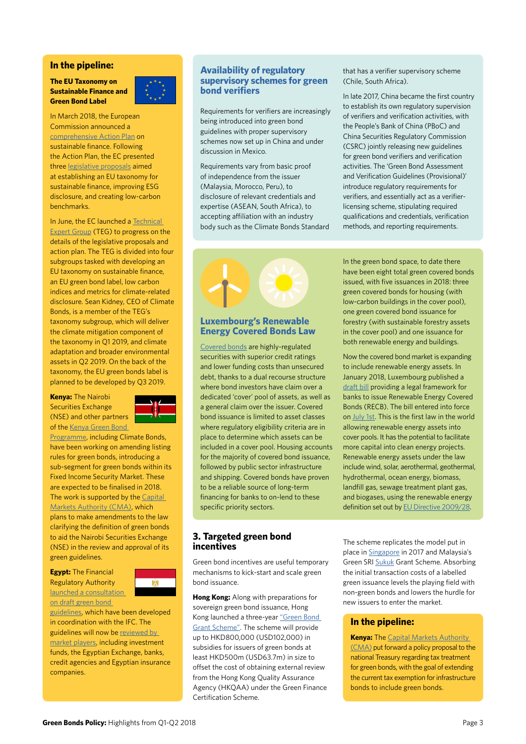## In the pipeline:

**The EU Taxonomy on Sustainable Finance and Green Bond Label**

In March 2018, the European Commission announced a comprehensive Action Plan on sustainable finance. Following the Action Plan, the EC presented three legislative proposals aimed at establishing an EU taxonomy for sustainable finance, improving ESG disclosure, and creating low-carbon benchmarks.

In June, the EC launched a Technical Expert Group (TEG) to progress on the details of the legislative proposals and action plan. The TEG is divided into four subgroups tasked with developing an EU taxonomy on sustainable finance, an EU green bond label, low carbon indices and metrics for climate-related disclosure. Sean Kidney, CEO of Climate Bonds, is a member of the TEG's taxonomy subgroup, which will deliver the climate mitigation component of the taxonomy in Q1 2019, and climate adaptation and broader environmental assets in Q2 2019. On the back of the taxonomy, the EU green bonds label is planned to be developed by Q3 2019.

**Kenya:** The Nairobi Securities Exchange (NSE) and other partners of the Kenya Green Bond Programme, including Climate Bonds, have been working on amending listing rules for green bonds, introducing a sub-segment for green bonds within its Fixed Income Security Market. These are expected to be finalised in 2018. The work is supported by the Capital Markets Authority (CMA), which plans to make amendments to the law clarifying the definition of green bonds to aid the Nairobi Securities Exchange (NSE) in the review and approval of its green guidelines.

**Egypt:** The Financial Regulatory Authority launched a consultation on draft green bond guidelines, which have been developed in coordination with the IFC. The guidelines will now be reviewed by market players, including investment funds, the Egyptian Exchange, banks, credit agencies and Egyptian insurance companies.

## Availability of regulatory supervisory schemes for green bond verifiers

Requirements for verifiers are increasingly being introduced into green bond guidelines with proper supervisory schemes now set up in China and under discussion in Mexico.

Requirements vary from basic proof of independence from the issuer (Malaysia, Morocco, Peru), to disclosure of relevant credentials and expertise (ASEAN, South Africa), to accepting affiliation with an industry body such as the Climate Bonds Standard that has a verifier supervisory scheme (Chile, South Africa).

In late 2017, China became the first country to establish its own regulatory supervision of verifiers and verification activities, with the People's Bank of China (PBoC) and China Securities Regulatory Commission (CSRC) jointly releasing new guidelines for green bond verifiers and verification activities. The 'Green Bond Assessment and Verification Guidelines (Provisional)' introduce regulatory requirements for verifiers, and essentially act as a verifier-licensing scheme, stipulating required qualifications and credentials, verification methods, and reporting requirements.

## Luxembourg's Renewable Energy Covered Bonds Law

Covered bonds are highly-regulated securities with superior credit ratings and lower funding costs than unsecured debt, thanks to a dual recourse structure where bond investors have claim over a dedicated 'cover' pool of assets, as well as a general claim over the issuer. Covered bond issuance is limited to asset classes where regulatory eligibility criteria are in place to determine which assets can be included in a cover pool. Housing accounts for the majority of covered bond issuance, followed by public sector infrastructure and shipping. Covered bonds have proven to be a reliable source of long-term financing for banks to on-lend to these specific priority sectors.

In the green bond space, to date there have been eight total green covered bonds issued, with five issuances in 2018: three green covered bonds for housing (with low-carbon buildings in the cover pool), one green covered bond issuance for forestry (with sustainable forestry assets in the cover pool) and one issuance for both renewable energy and buildings.

Now the covered bond market is expanding to include renewable energy assets. In January 2018, Luxembourg published a draft bill providing a legal framework for banks to issue Renewable Energy Covered Bonds (RECB). The bill entered into force on July 1st. This is the first law in the world allowing renewable energy assets into cover pools. It has the potential to facilitate more capital into clean energy projects. Renewable energy assets under the law include wind, solar, aerothermal, geothermal, hydrothermal, ocean energy, biomass, landfill gas, sewage treatment plant gas, and biogases, using the renewable energy definition set out by EU Directive 2009/28.

## 3. Targeted green bond incentives

Green bond incentives are useful temporary mechanisms to kick-start and scale green bond issuance.

**Hong Kong:** Along with preparations for sovereign green bond issuance, Hong Kong launched a three-year "Green Bond Grant Scheme". The scheme will provide up to HKD800,000 (USD102,000) in subsidies for issuers of green bonds at least HKD500m (USD63.7m) in size to offset the cost of obtaining external review from the Hong Kong Quality Assurance Agency (HKQAA) under the Green Finance Certification Scheme.

The scheme replicates the model put in place in Singapore in 2017 and Malaysia's Green SRI Sukuk Grant Scheme. Absorbing the initial transaction costs of a labelled green issuance levels the playing field with non-green bonds and lowers the hurdle for new issuers to enter the market.

## In the pipeline:

**Kenya:** The Capital Markets Authority (CMA) put forward a policy proposal to the national Treasury regarding tax treatment for green bonds, with the goal of extending the current tax exemption for infrastructure bonds to include green bonds.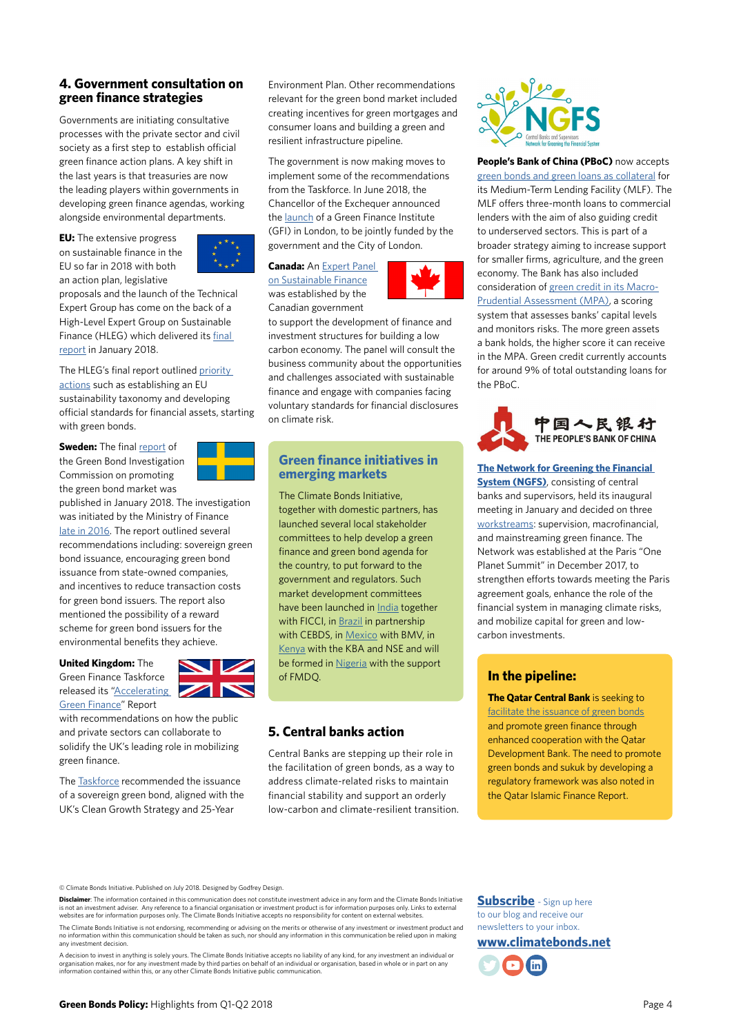## 4. Government consultation on green finance strategies

Governments are initiating consultative processes with the private sector and civil society as a first step to establish official green finance action plans. A key shift in the last years is that treasuries are now the leading players within governments in developing green finance agendas, working alongside environmental departments.

**EU:** The extensive progress on sustainable finance in the EU so far in 2018 with both an action plan, legislative proposals and the launch of the Technical Expert Group has come on the back of a High-Level Expert Group on Sustainable Finance (HLEG) which delivered its final report in January 2018.

The HLEG's final report outlined priority actions such as establishing an EU sustainability taxonomy and developing official standards for financial assets, starting with green bonds.

**Sweden:** The final report of the Green Bond Investigation Commission on promoting the green bond market was published in January 2018. The investigation was initiated by the Ministry of Finance late in 2016. The report outlined several recommendations including: sovereign green bond issuance, encouraging green bond issuance from state-owned companies, and incentives to reduce transaction costs for green bond issuers. The report also mentioned the possibility of a reward scheme for green bond issuers for the environmental benefits they achieve.

**United Kingdom:** The Green Finance Taskforce released its "Accelerating Green Finance" Report with recommendations on how the public and private sectors can collaborate to solidify the UK's leading role in mobilizing green finance.

The Taskforce recommended the issuance of a sovereign green bond, aligned with the UK's Clean Growth Strategy and 25-Year Environment Plan. Other recommendations relevant for the green bond market included creating incentives for green mortgages and consumer loans and building a green and resilient infrastructure pipeline.

The government is now making moves to implement some of the recommendations from the Taskforce. In June 2018, the Chancellor of the Exchequer announced the launch of a Green Finance Institute (GFI) in London, to be jointly funded by the government and the City of London.

**Canada:** An Expert Panel on Sustainable Finance was established by the Canadian government to support the development of finance and investment structures for building a low carbon economy. The panel will consult the business community about the opportunities and challenges associated with sustainable finance and engage with companies facing voluntary standards for financial disclosures on climate risk.

### Green finance initiatives in emerging markets

The Climate Bonds Initiative, together with domestic partners, has launched several local stakeholder committees to help develop a green finance and green bond agenda for the country, to put forward to the government and regulators. Such market development committees have been launched in India together with FICCI, in Brazil in partnership with CEBDS, in Mexico with BMV, in Kenya with the KBA and NSE and will be formed in Nigeria with the support of FMDQ.

## 5. Central banks action

Central Banks are stepping up their role in the facilitation of green bonds, as a way to address climate-related risks to maintain financial stability and support an orderly low-carbon and climate-resilient transition.

**People's Bank of China (PBoC)** now accepts green bonds and green loans as collateral for its Medium-Term Lending Facility (MLF). The MLF offers three-month loans to commercial lenders with the aim of also guiding credit to underserved sectors. This is part of a broader strategy aiming to increase support for smaller firms, agriculture, and the green economy. The Bank has also included consideration of green credit in its Macro-Prudential Assessment (MPA), a scoring system that assesses banks' capital levels and monitors risks. The more green assets a bank holds, the higher score it can receive in the MPA. Green credit currently accounts for around 9% of total outstanding loans for the PBoC.

**The Network for Greening the Financial System (NGFS)**, consisting of central banks and supervisors, held its inaugural meeting in January and decided on three workstreams: supervision, macrofinancial, and mainstreaming green finance. The Network was established at the Paris "One Planet Summit" in December 2017, to strengthen efforts towards meeting the Paris agreement goals, enhance the role of the financial system in managing climate risks, and mobilize capital for green and low-carbon investments.

### In the pipeline:

**The Qatar Central Bank** is seeking to facilitate the issuance of green bonds and promote green finance through enhanced cooperation with the Qatar Development Bank. The need to promote green bonds and sukuk by developing a regulatory framework was also noted in the Qatar Islamic Finance Report.

---

© Climate Bonds Initiative. Published on July 2018. Designed by Godfrey Design.

**Disclaimer**: The information contained in this communication does not constitute investment advice in any form and the Climate Bonds Initiative is not an investment adviser. Any reference to a financial organisation or investment product is for information purposes only. Links to external websites are for information purposes only. The Climate Bonds Initiative accepts no responsibility for content on external websites.

The Climate Bonds Initiative is not endorsing, recommending or advising on the merits or otherwise of any investment or investment product and no information within this communication should be taken as such, nor should any information in this communication be relied upon in making any investment decision.

A decision to invest in anything is solely yours. The Climate Bonds Initiative accepts no liability of any kind, for any investment an individual or organisation makes, nor for any investment made by third parties on behalf of an individual or organisation, based in whole or in part on any information contained within this, or any other Climate Bonds Initiative public communication.

**Subscribe** - Sign up here to our blog and receive our newsletters to your inbox.

**www.climatebonds.net**

**Green Bonds Policy:** Highlights from Q1-Q2 2018